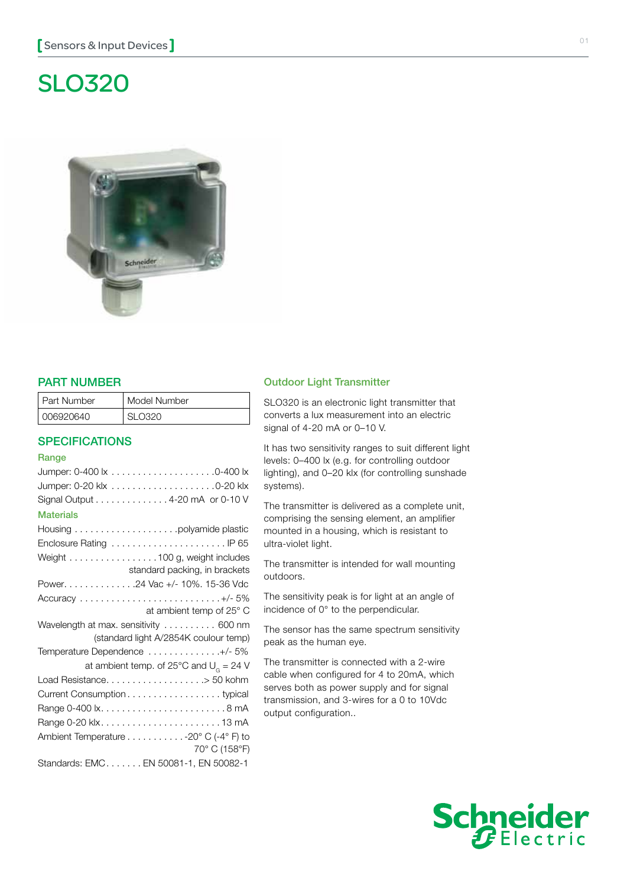[Sensors & Input Devices]

# SLO320

## PART NUMBER

| Part Number | Model Number |
|---|---|
| 006920640 | SLO320 |

## SPECIFICATIONS

### Range

Jumper: 0-400 lx . . . . . . . . . . . . . . . . . . . .0-400 lx

Jumper: 0-20 klx . . . . . . . . . . . . . . . . . . . .0-20 klx

Signal Output . . . . . . . . . . . . . . 4-20 mA or 0-10 V

### Materials

Housing . . . . . . . . . . . . . . . . . . . .polyamide plastic

Enclosure Rating . . . . . . . . . . . . . . . . . . . . . . IP 65

Weight . . . . . . . . . . . . . . . . . . 100 g, weight includes standard packing, in brackets

Power. . . . . . . . . . . . . .24 Vac +/- 10%. 15-36 Vdc

Accuracy . . . . . . . . . . . . . . . . . . . . . . . . . . . .+/- 5% at ambient temp of 25° C

Wavelength at max. sensitivity . . . . . . . . . . 600 nm (standard light A/2854K coulour temp)

Temperature Dependence . . . . . . . . . . . . . .+/- 5% at ambient temp. of 25°C and $U_G$ = 24 V

Load Resistance. . . . . . . . . . . . . . . . . . .> 50 kohm

Current Consumption . . . . . . . . . . . . . . . . . . typical

Range 0-400 lx. . . . . . . . . . . . . . . . . . . . . . . . . 8 mA

Range 0-20 klx. . . . . . . . . . . . . . . . . . . . . . . . 13 mA

Ambient Temperature . . . . . . . . . . . -20° C (-4° F) to 70° C (158°F)

Standards: EMC. . . . . . . EN 50081-1, EN 50082-1

## Outdoor Light Transmitter

SLO320 is an electronic light transmitter that converts a lux measurement into an electric signal of 4-20 mA or 0–10 V.

It has two sensitivity ranges to suit different light levels: 0–400 lx (e.g. for controlling outdoor lighting), and 0–20 klx (for controlling sunshade systems).

The transmitter is delivered as a complete unit, comprising the sensing element, an amplifier mounted in a housing, which is resistant to ultra-violet light.

The transmitter is intended for wall mounting outdoors.

The sensitivity peak is for light at an angle of incidence of 0° to the perpendicular.

The sensor has the same spectrum sensitivity peak as the human eye.

The transmitter is connected with a 2-wire cable when configured for 4 to 20mA, which serves both as power supply and for signal transmission, and 3-wires for a 0 to 10Vdc output configuration..

Schneider Electric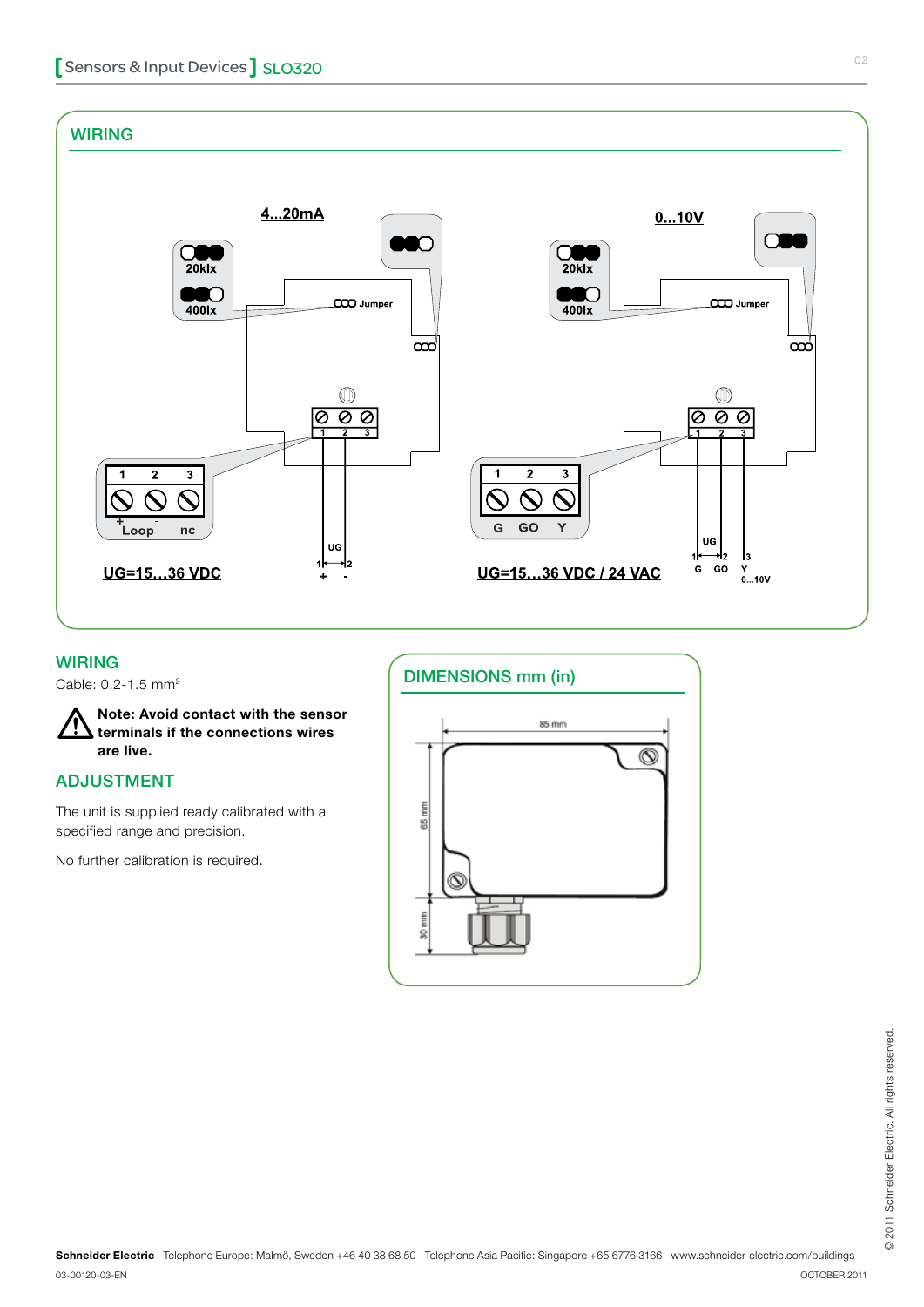## WIRING

4...20mA

20klx

400lx

Jumper

1 2 3

\+ -

Loop nc

UG

1 2

\+ -

UG=15…36 VDC

0...10V

20klx

400lx

Jumper

1 2 3

G GO Y

UG

1 2 3

G GO Y

0...10V

UG=15…36 VDC / 24 VAC

## WIRING

Cable: 0.2-1.5 mm$^2$

**Note: Avoid contact with the sensor terminals if the connections wires are live.**

## ADJUSTMENT

The unit is supplied ready calibrated with a specified range and precision.

No further calibration is required.

## DIMENSIONS mm (in)

85 mm

65 mm

30 mm

**Schneider Electric** Telephone Europe: Malmö, Sweden +46 40 38 68 50 Telephone Asia Pacific: Singapore +65 6776 3166 www.schneider-electric.com/buildings

03-00120-03-EN OCTOBER 2011

© 2011 Schneider Electric. All rights reserved.